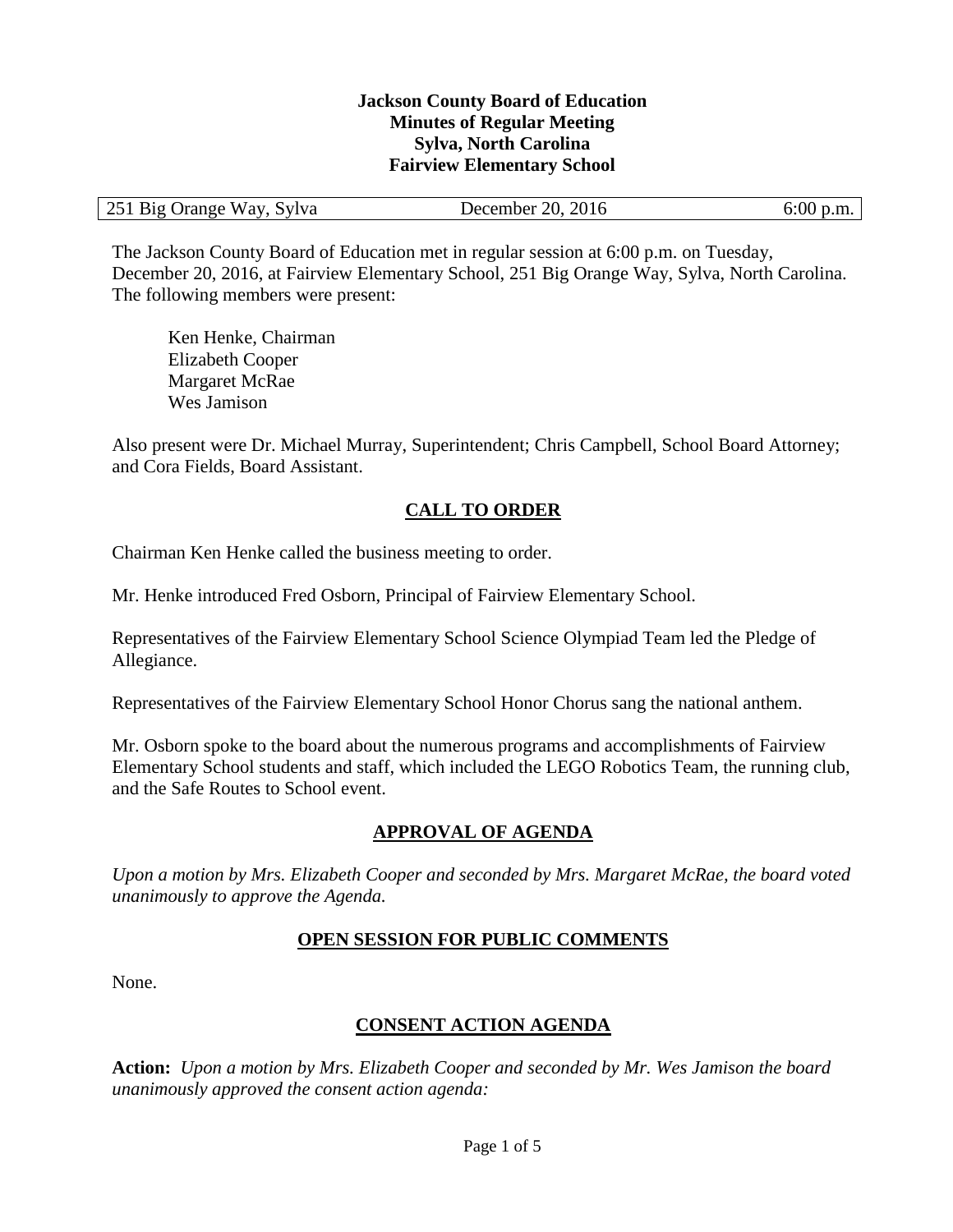**Jackson County Board of Education**
**Minutes of Regular Meeting**
**Sylva, North Carolina**
**Fairview Elementary School**

| 251 Big Orange Way, Sylva | December 20, 2016 | 6:00 p.m. |
| --- | --- | --- |

The Jackson County Board of Education met in regular session at 6:00 p.m. on Tuesday, December 20, 2016, at Fairview Elementary School, 251 Big Orange Way, Sylva, North Carolina. The following members were present:

Ken Henke, Chairman
Elizabeth Cooper
Margaret McRae
Wes Jamison

Also present were Dr. Michael Murray, Superintendent; Chris Campbell, School Board Attorney; and Cora Fields, Board Assistant.

## CALL TO ORDER

Chairman Ken Henke called the business meeting to order.

Mr. Henke introduced Fred Osborn, Principal of Fairview Elementary School.

Representatives of the Fairview Elementary School Science Olympiad Team led the Pledge of Allegiance.

Representatives of the Fairview Elementary School Honor Chorus sang the national anthem.

Mr. Osborn spoke to the board about the numerous programs and accomplishments of Fairview Elementary School students and staff, which included the LEGO Robotics Team, the running club, and the Safe Routes to School event.

## APPROVAL OF AGENDA

*Upon a motion by Mrs. Elizabeth Cooper and seconded by Mrs. Margaret McRae, the board voted unanimously to approve the Agenda.*

## OPEN SESSION FOR PUBLIC COMMENTS

None.

## CONSENT ACTION AGENDA

**Action:** *Upon a motion by Mrs. Elizabeth Cooper and seconded by Mr. Wes Jamison the board unanimously approved the consent action agenda:*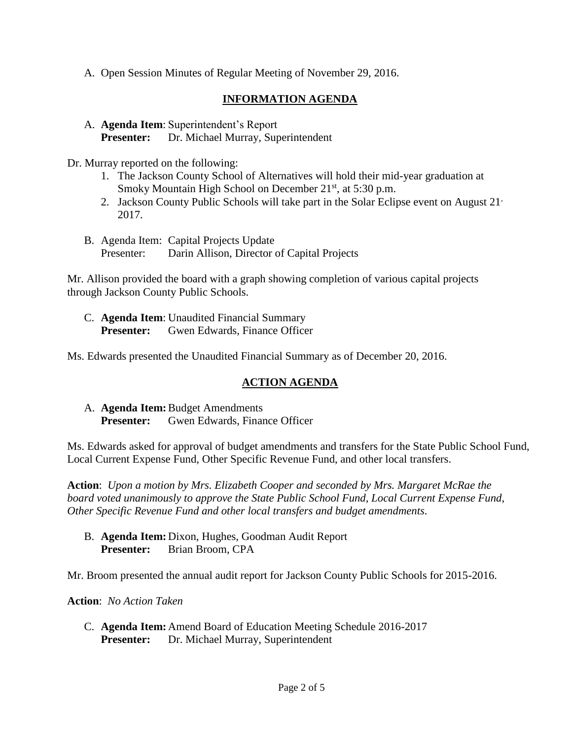A. Open Session Minutes of Regular Meeting of November 29, 2016.

## INFORMATION AGENDA

A. **Agenda Item**: Superintendent's Report
   **Presenter:** Dr. Michael Murray, Superintendent

Dr. Murray reported on the following:

1. The Jackson County School of Alternatives will hold their mid-year graduation at Smoky Mountain High School on December 21st, at 5:30 p.m.
2. Jackson County Public Schools will take part in the Solar Eclipse event on August 21, 2017.

B. Agenda Item: Capital Projects Update
   Presenter: Darin Allison, Director of Capital Projects

Mr. Allison provided the board with a graph showing completion of various capital projects through Jackson County Public Schools.

C. **Agenda Item**: Unaudited Financial Summary
   **Presenter:** Gwen Edwards, Finance Officer

Ms. Edwards presented the Unaudited Financial Summary as of December 20, 2016.

## ACTION AGENDA

A. **Agenda Item:** Budget Amendments
   **Presenter:** Gwen Edwards, Finance Officer

Ms. Edwards asked for approval of budget amendments and transfers for the State Public School Fund, Local Current Expense Fund, Other Specific Revenue Fund, and other local transfers.

**Action**: *Upon a motion by Mrs. Elizabeth Cooper and seconded by Mrs. Margaret McRae the board voted unanimously to approve the State Public School Fund, Local Current Expense Fund, Other Specific Revenue Fund and other local transfers and budget amendments.*

B. **Agenda Item:** Dixon, Hughes, Goodman Audit Report
   **Presenter:** Brian Broom, CPA

Mr. Broom presented the annual audit report for Jackson County Public Schools for 2015-2016.

**Action**: *No Action Taken*

C. **Agenda Item:** Amend Board of Education Meeting Schedule 2016-2017
   **Presenter:** Dr. Michael Murray, Superintendent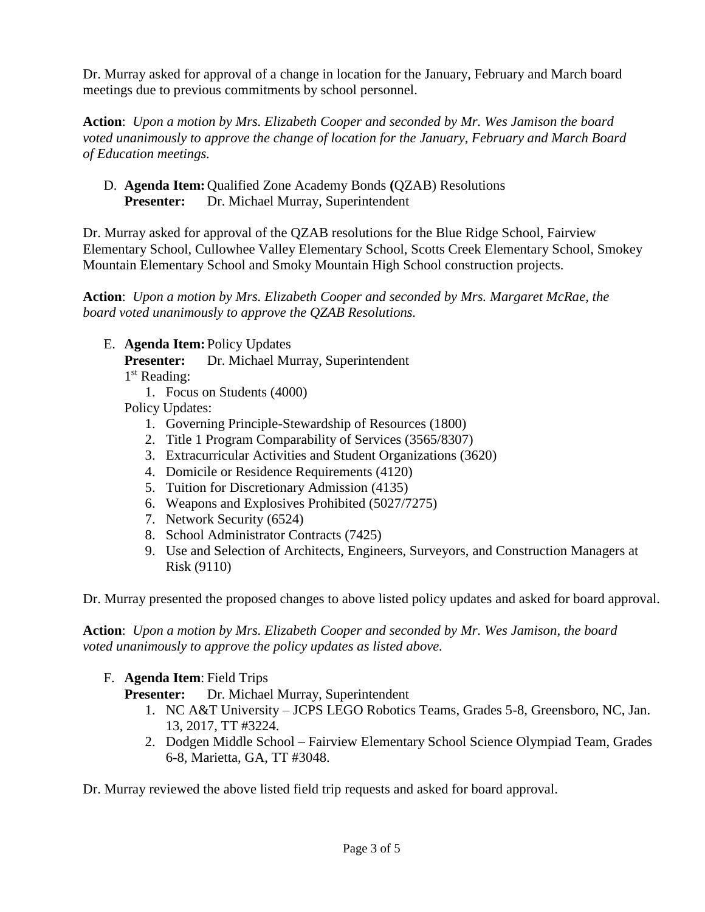Dr. Murray asked for approval of a change in location for the January, February and March board meetings due to previous commitments by school personnel.

**Action**: *Upon a motion by Mrs. Elizabeth Cooper and seconded by Mr. Wes Jamison the board voted unanimously to approve the change of location for the January, February and March Board of Education meetings.*

D. **Agenda Item:** Qualified Zone Academy Bonds **(**QZAB) Resolutions
   **Presenter:** Dr. Michael Murray, Superintendent

Dr. Murray asked for approval of the QZAB resolutions for the Blue Ridge School, Fairview Elementary School, Cullowhee Valley Elementary School, Scotts Creek Elementary School, Smokey Mountain Elementary School and Smoky Mountain High School construction projects.

**Action**: *Upon a motion by Mrs. Elizabeth Cooper and seconded by Mrs. Margaret McRae, the board voted unanimously to approve the QZAB Resolutions.*

E. **Agenda Item:** Policy Updates
   **Presenter:** Dr. Michael Murray, Superintendent
   1st Reading:
   1. Focus on Students (4000)

   Policy Updates:
   1. Governing Principle-Stewardship of Resources (1800)
   2. Title 1 Program Comparability of Services (3565/8307)
   3. Extracurricular Activities and Student Organizations (3620)
   4. Domicile or Residence Requirements (4120)
   5. Tuition for Discretionary Admission (4135)
   6. Weapons and Explosives Prohibited (5027/7275)
   7. Network Security (6524)
   8. School Administrator Contracts (7425)
   9. Use and Selection of Architects, Engineers, Surveyors, and Construction Managers at Risk (9110)

Dr. Murray presented the proposed changes to above listed policy updates and asked for board approval.

**Action**: *Upon a motion by Mrs. Elizabeth Cooper and seconded by Mr. Wes Jamison, the board voted unanimously to approve the policy updates as listed above.*

F. **Agenda Item**: Field Trips
   **Presenter:** Dr. Michael Murray, Superintendent
   1. NC A&T University – JCPS LEGO Robotics Teams, Grades 5-8, Greensboro, NC, Jan. 13, 2017, TT #3224.
   2. Dodgen Middle School – Fairview Elementary School Science Olympiad Team, Grades 6-8, Marietta, GA, TT #3048.

Dr. Murray reviewed the above listed field trip requests and asked for board approval.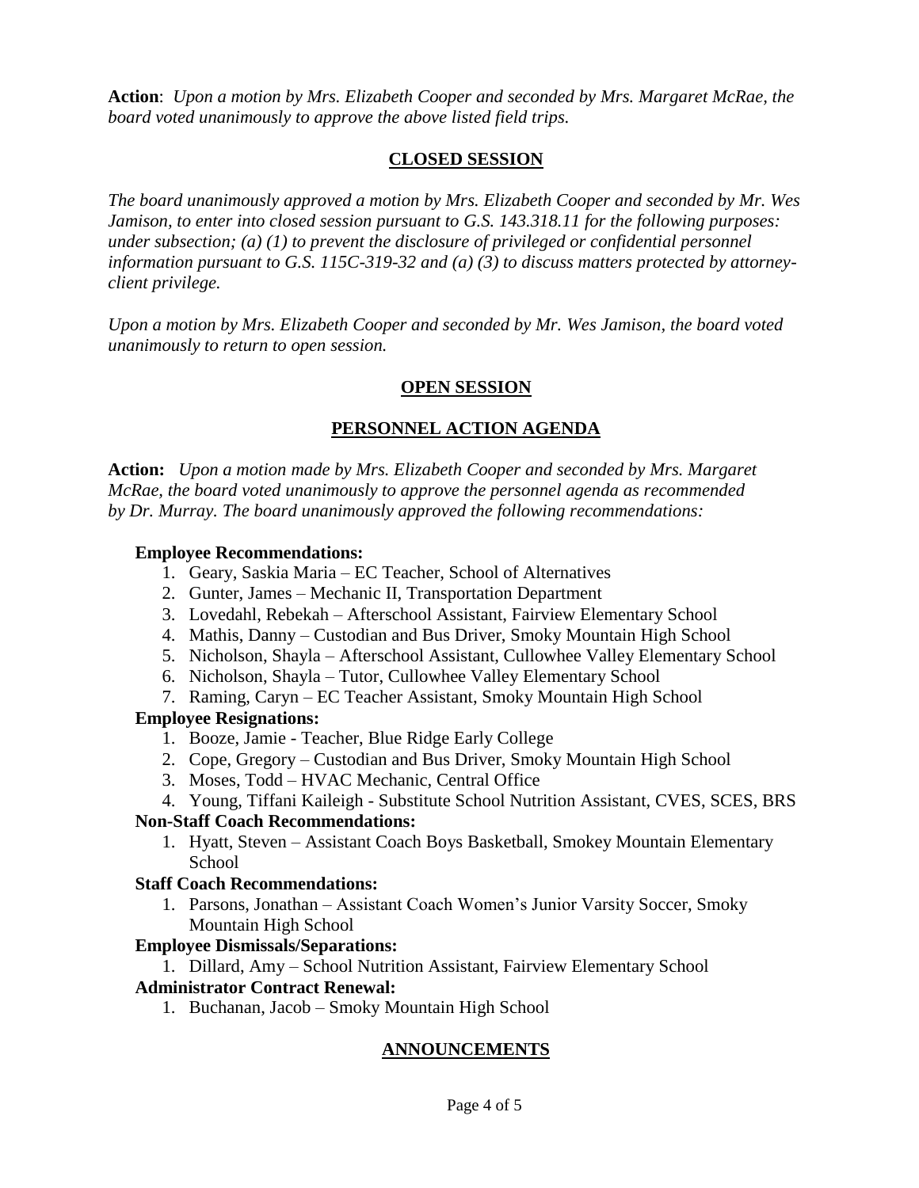**Action**: *Upon a motion by Mrs. Elizabeth Cooper and seconded by Mrs. Margaret McRae, the board voted unanimously to approve the above listed field trips.*

## CLOSED SESSION

*The board unanimously approved a motion by Mrs. Elizabeth Cooper and seconded by Mr. Wes Jamison, to enter into closed session pursuant to G.S. 143.318.11 for the following purposes: under subsection; (a) (1) to prevent the disclosure of privileged or confidential personnel information pursuant to G.S. 115C-319-32 and (a) (3) to discuss matters protected by attorney-client privilege.*

*Upon a motion by Mrs. Elizabeth Cooper and seconded by Mr. Wes Jamison, the board voted unanimously to return to open session.*

## OPEN SESSION

## PERSONNEL ACTION AGENDA

**Action:** *Upon a motion made by Mrs. Elizabeth Cooper and seconded by Mrs. Margaret McRae, the board voted unanimously to approve the personnel agenda as recommended by Dr. Murray. The board unanimously approved the following recommendations:*

**Employee Recommendations:**

1. Geary, Saskia Maria – EC Teacher, School of Alternatives
2. Gunter, James – Mechanic II, Transportation Department
3. Lovedahl, Rebekah – Afterschool Assistant, Fairview Elementary School
4. Mathis, Danny – Custodian and Bus Driver, Smoky Mountain High School
5. Nicholson, Shayla – Afterschool Assistant, Cullowhee Valley Elementary School
6. Nicholson, Shayla – Tutor, Cullowhee Valley Elementary School
7. Raming, Caryn – EC Teacher Assistant, Smoky Mountain High School

**Employee Resignations:**

1. Booze, Jamie - Teacher, Blue Ridge Early College
2. Cope, Gregory – Custodian and Bus Driver, Smoky Mountain High School
3. Moses, Todd – HVAC Mechanic, Central Office
4. Young, Tiffani Kaileigh - Substitute School Nutrition Assistant, CVES, SCES, BRS

**Non-Staff Coach Recommendations:**

1. Hyatt, Steven – Assistant Coach Boys Basketball, Smokey Mountain Elementary School

**Staff Coach Recommendations:**

1. Parsons, Jonathan – Assistant Coach Women's Junior Varsity Soccer, Smoky Mountain High School

**Employee Dismissals/Separations:**

1. Dillard, Amy – School Nutrition Assistant, Fairview Elementary School

**Administrator Contract Renewal:**

1. Buchanan, Jacob – Smoky Mountain High School

## ANNOUNCEMENTS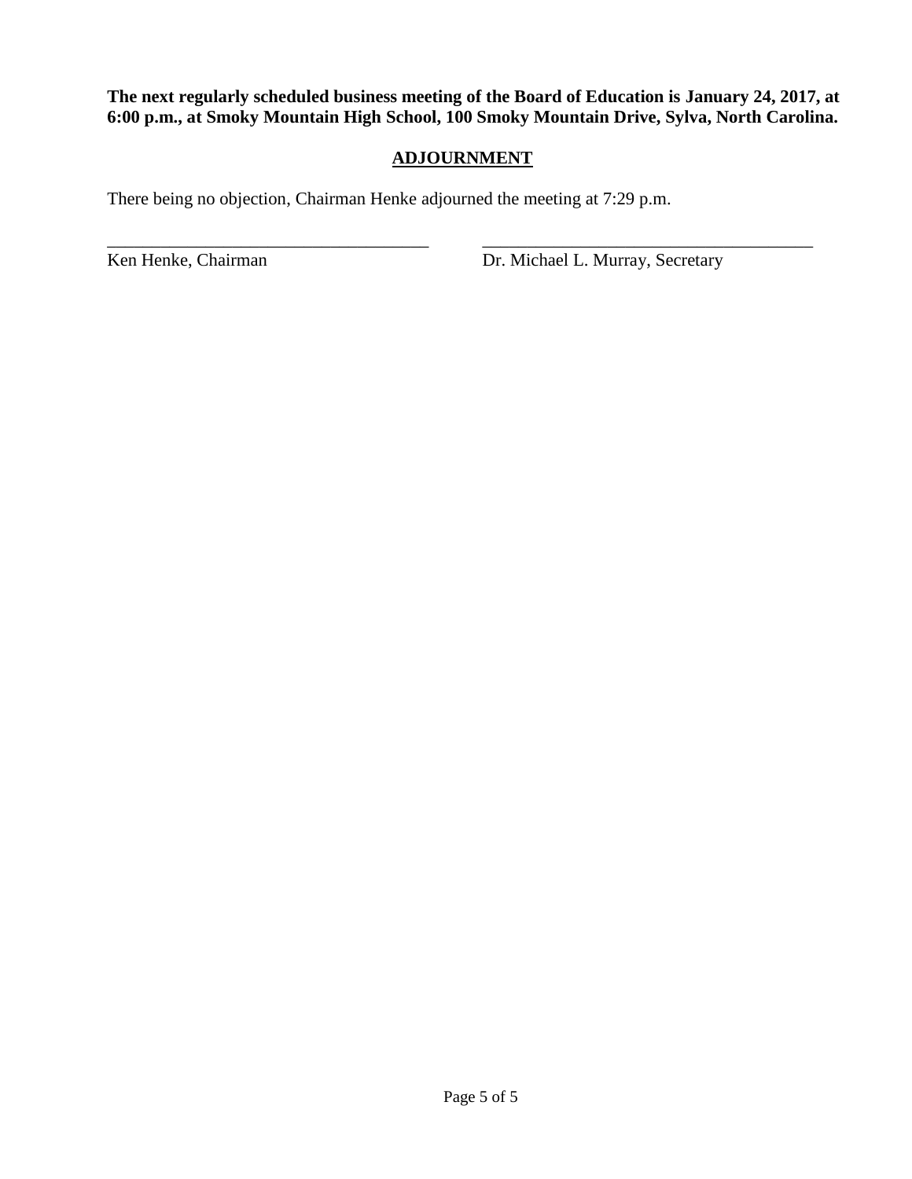**The next regularly scheduled business meeting of the Board of Education is January 24, 2017, at 6:00 p.m., at Smoky Mountain High School, 100 Smoky Mountain Drive, Sylva, North Carolina.**

## ADJOURNMENT

There being no objection, Chairman Henke adjourned the meeting at 7:29 p.m.

_____________________________________ &nbsp;&nbsp;&nbsp;&nbsp; _______________________________________

Ken Henke, Chairman &nbsp;&nbsp;&nbsp;&nbsp; Dr. Michael L. Murray, Secretary